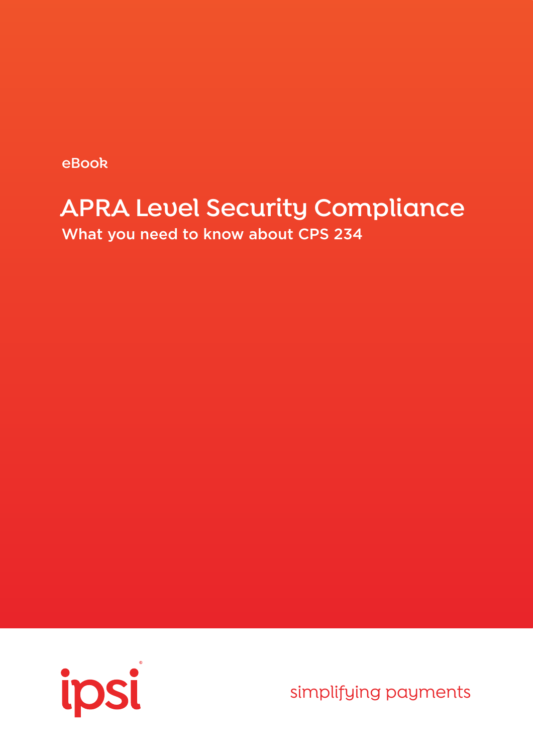eBook

# APRA Level Security Compliance

## What you need to know about CPS 234

ipsi®

simplifying payments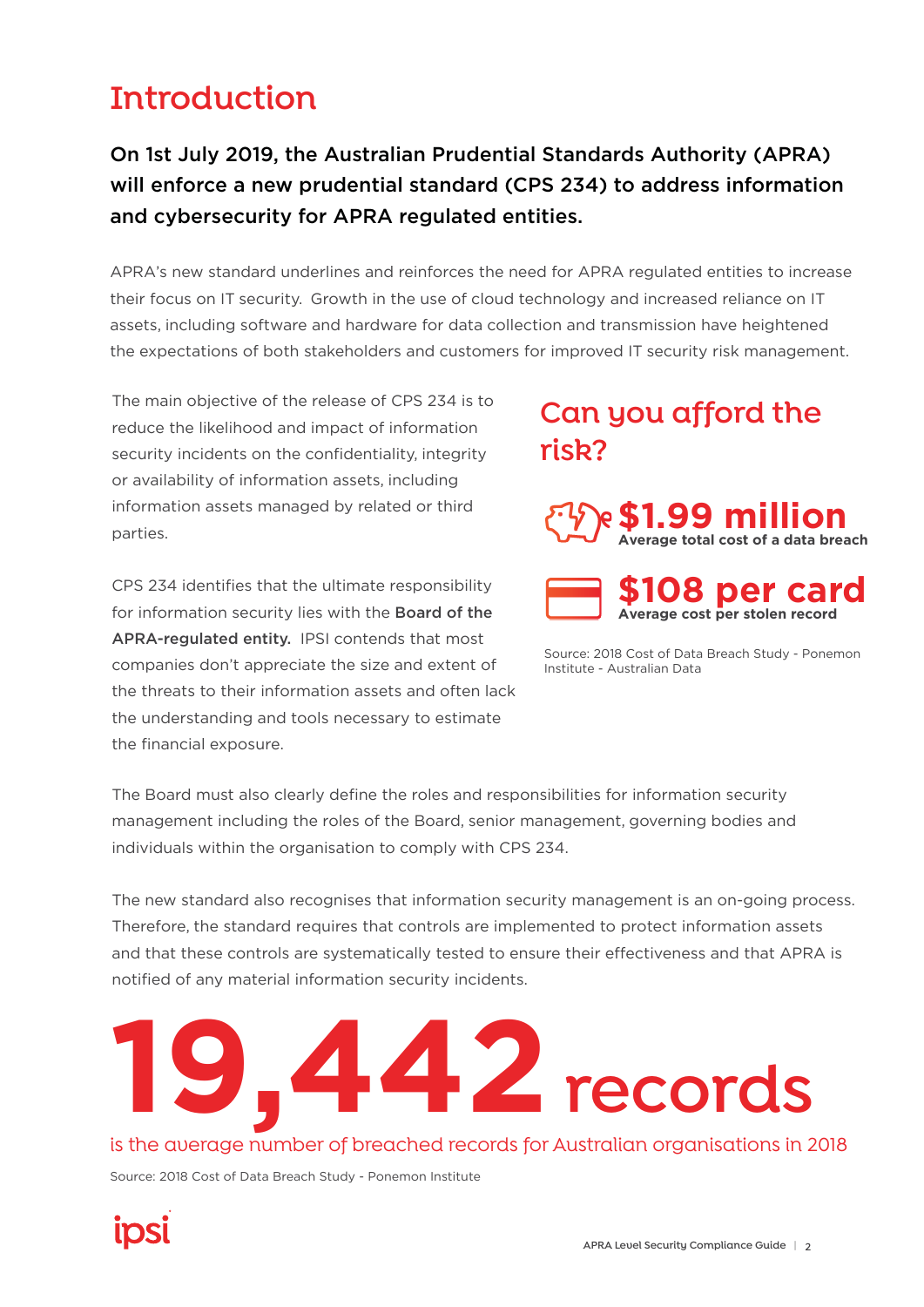# Introduction

**On 1st July 2019, the Australian Prudential Standards Authority (APRA) will enforce a new prudential standard (CPS 234) to address information and cybersecurity for APRA regulated entities.**

APRA's new standard underlines and reinforces the need for APRA regulated entities to increase their focus on IT security. Growth in the use of cloud technology and increased reliance on IT assets, including software and hardware for data collection and transmission have heightened the expectations of both stakeholders and customers for improved IT security risk management.

The main objective of the release of CPS 234 is to reduce the likelihood and impact of information security incidents on the confidentiality, integrity or availability of information assets, including information assets managed by related or third parties.

CPS 234 identifies that the ultimate responsibility for information security lies with the **Board of the APRA-regulated entity.** IPSI contends that most companies don't appreciate the size and extent of the threats to their information assets and often lack the understanding and tools necessary to estimate the financial exposure.

## Can you afford the risk?

**$1.99 million**
**Average total cost of a data breach**

**$108 per card**
**Average cost per stolen record**

Source: 2018 Cost of Data Breach Study - Ponemon Institute - Australian Data

The Board must also clearly define the roles and responsibilities for information security management including the roles of the Board, senior management, governing bodies and individuals within the organisation to comply with CPS 234.

The new standard also recognises that information security management is an on-going process. Therefore, the standard requires that controls are implemented to protect information assets and that these controls are systematically tested to ensure their effectiveness and that APRA is notified of any material information security incidents.

**19,442 records**

is the average number of breached records for Australian organisations in 2018

Source: 2018 Cost of Data Breach Study - Ponemon Institute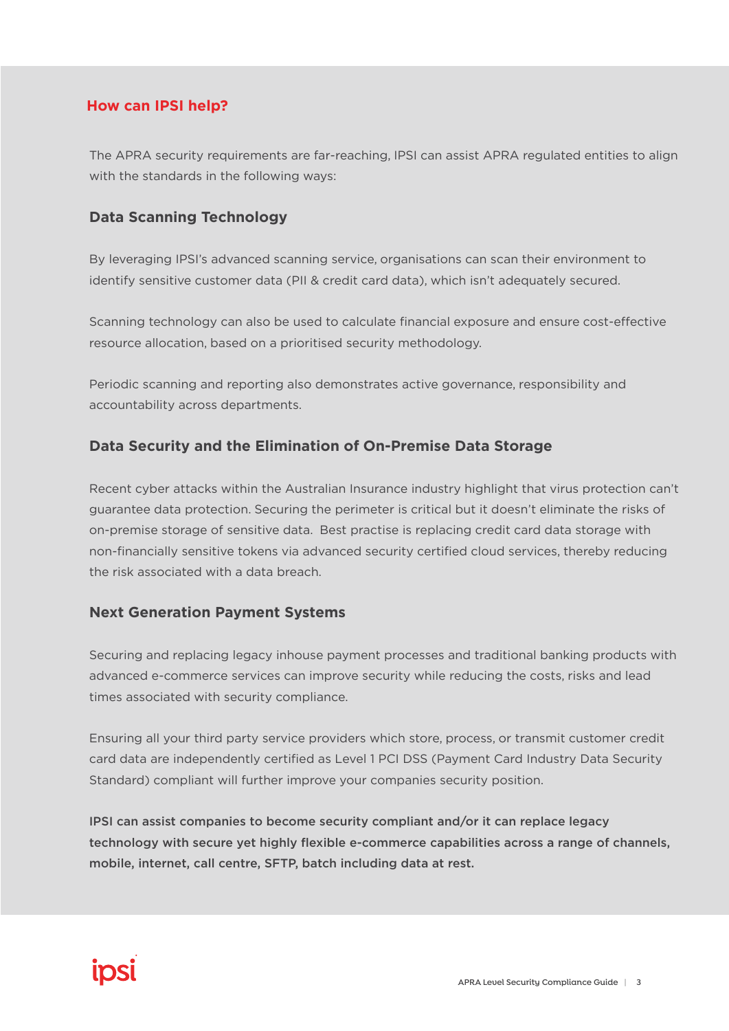## How can IPSI help?

The APRA security requirements are far-reaching, IPSI can assist APRA regulated entities to align with the standards in the following ways:

### Data Scanning Technology

By leveraging IPSI's advanced scanning service, organisations can scan their environment to identify sensitive customer data (PII & credit card data), which isn't adequately secured.

Scanning technology can also be used to calculate financial exposure and ensure cost-effective resource allocation, based on a prioritised security methodology.

Periodic scanning and reporting also demonstrates active governance, responsibility and accountability across departments.

### Data Security and the Elimination of On-Premise Data Storage

Recent cyber attacks within the Australian Insurance industry highlight that virus protection can't guarantee data protection. Securing the perimeter is critical but it doesn't eliminate the risks of on-premise storage of sensitive data. Best practise is replacing credit card data storage with non-financially sensitive tokens via advanced security certified cloud services, thereby reducing the risk associated with a data breach.

### Next Generation Payment Systems

Securing and replacing legacy inhouse payment processes and traditional banking products with advanced e-commerce services can improve security while reducing the costs, risks and lead times associated with security compliance.

Ensuring all your third party service providers which store, process, or transmit customer credit card data are independently certified as Level 1 PCI DSS (Payment Card Industry Data Security Standard) compliant will further improve your companies security position.

**IPSI can assist companies to become security compliant and/or it can replace legacy technology with secure yet highly flexible e-commerce capabilities across a range of channels, mobile, internet, call centre, SFTP, batch including data at rest.**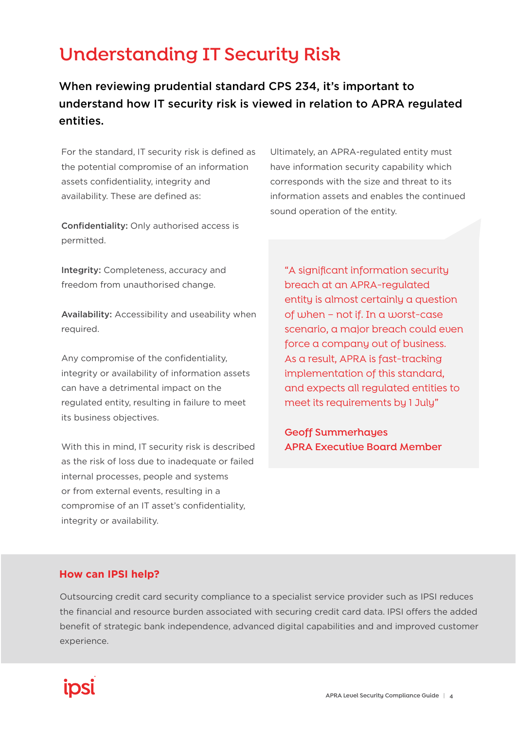# Understanding IT Security Risk

**When reviewing prudential standard CPS 234, it's important to understand how IT security risk is viewed in relation to APRA regulated entities.**

For the standard, IT security risk is defined as the potential compromise of an information assets confidentiality, integrity and availability. These are defined as:

**Confidentiality:** Only authorised access is permitted.

**Integrity:** Completeness, accuracy and freedom from unauthorised change.

**Availability:** Accessibility and useability when required.

Any compromise of the confidentiality, integrity or availability of information assets can have a detrimental impact on the regulated entity, resulting in failure to meet its business objectives.

With this in mind, IT security risk is described as the risk of loss due to inadequate or failed internal processes, people and systems or from external events, resulting in a compromise of an IT asset's confidentiality, integrity or availability.

Ultimately, an APRA-regulated entity must have information security capability which corresponds with the size and threat to its information assets and enables the continued sound operation of the entity.

> "A significant information security breach at an APRA-regulated entity is almost certainly a question of when – not if. In a worst-case scenario, a major breach could even force a company out of business. As a result, APRA is fast-tracking implementation of this standard, and expects all regulated entities to meet its requirements by 1 July"
>
> **Geoff Summerhayes**
> **APRA Executive Board Member**

## How can IPSI help?

Outsourcing credit card security compliance to a specialist service provider such as IPSI reduces the financial and resource burden associated with securing credit card data. IPSI offers the added benefit of strategic bank independence, advanced digital capabilities and and improved customer experience.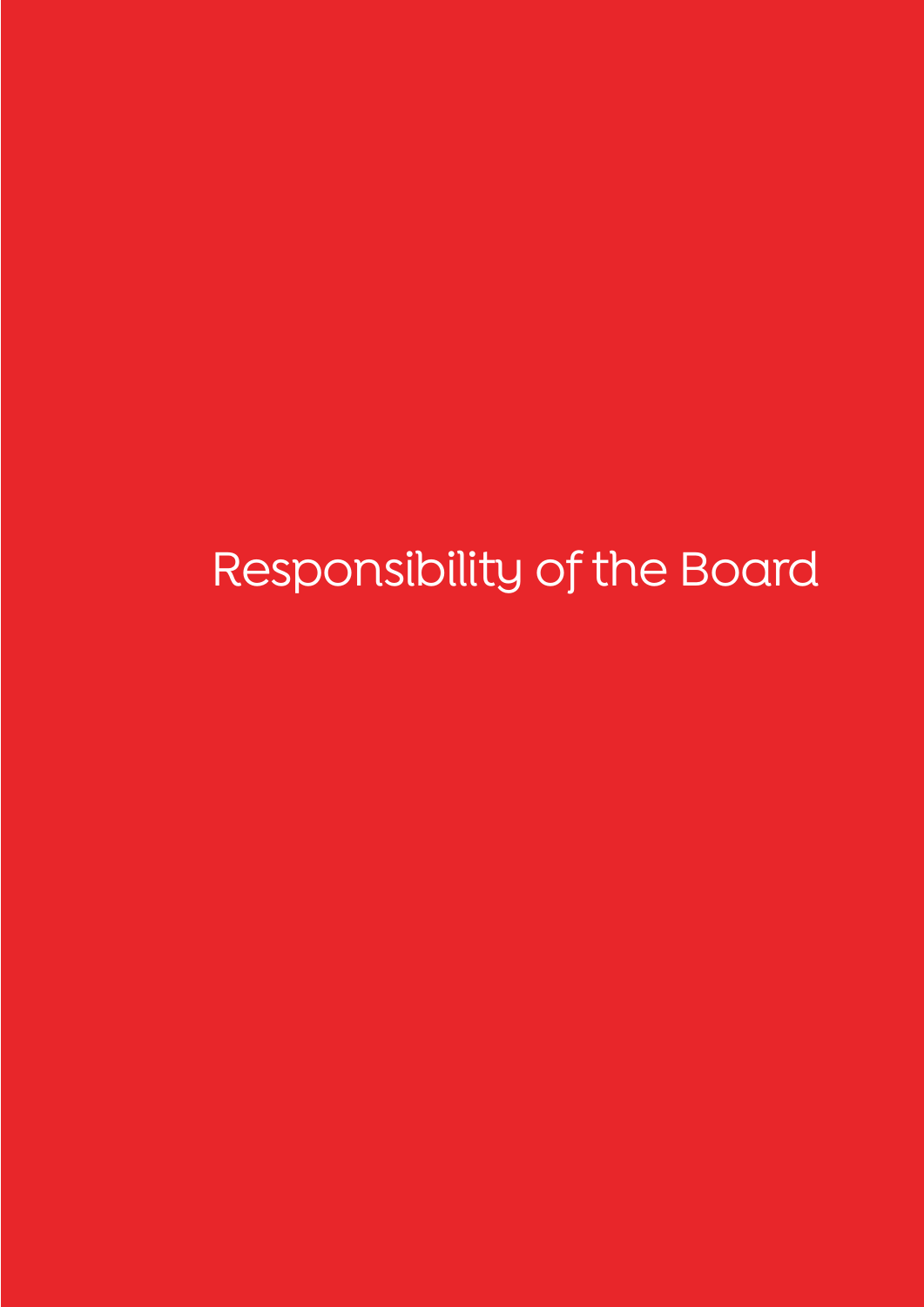# Responsibility of the Board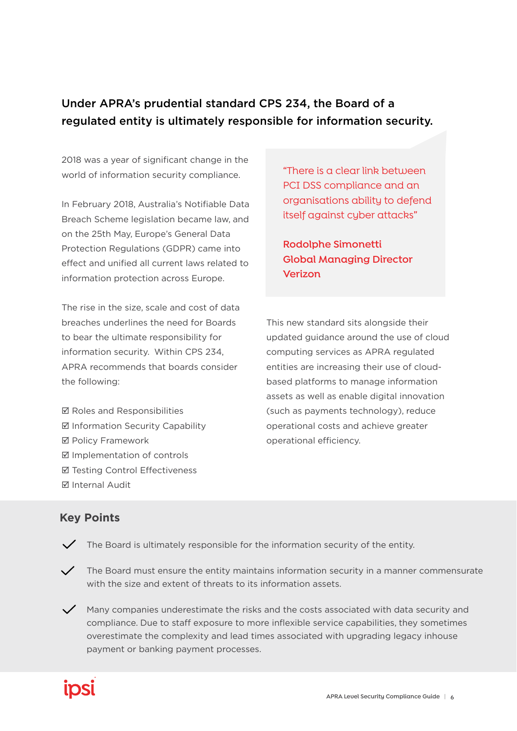**Under APRA's prudential standard CPS 234, the Board of a regulated entity is ultimately responsible for information security.**

2018 was a year of significant change in the world of information security compliance.

In February 2018, Australia's Notifiable Data Breach Scheme legislation became law, and on the 25th May, Europe's General Data Protection Regulations (GDPR) came into effect and unified all current laws related to information protection across Europe.

The rise in the size, scale and cost of data breaches underlines the need for Boards to bear the ultimate responsibility for information security. Within CPS 234, APRA recommends that boards consider the following:

☑ Roles and Responsibilities
☑ Information Security Capability
☑ Policy Framework
☑ Implementation of controls
☑ Testing Control Effectiveness
☑ Internal Audit

> "There is a clear link between PCI DSS compliance and an organisations ability to defend itself against cyber attacks"
>
> **Rodolphe Simonetti**
> **Global Managing Director**
> **Verizon**

This new standard sits alongside their updated guidance around the use of cloud computing services as APRA regulated entities are increasing their use of cloud-based platforms to manage information assets as well as enable digital innovation (such as payments technology), reduce operational costs and achieve greater operational efficiency.

## Key Points

- ✓ The Board is ultimately responsible for the information security of the entity.
- ✓ The Board must ensure the entity maintains information security in a manner commensurate with the size and extent of threats to its information assets.
- ✓ Many companies underestimate the risks and the costs associated with data security and compliance. Due to staff exposure to more inflexible service capabilities, they sometimes overestimate the complexity and lead times associated with upgrading legacy inhouse payment or banking payment processes.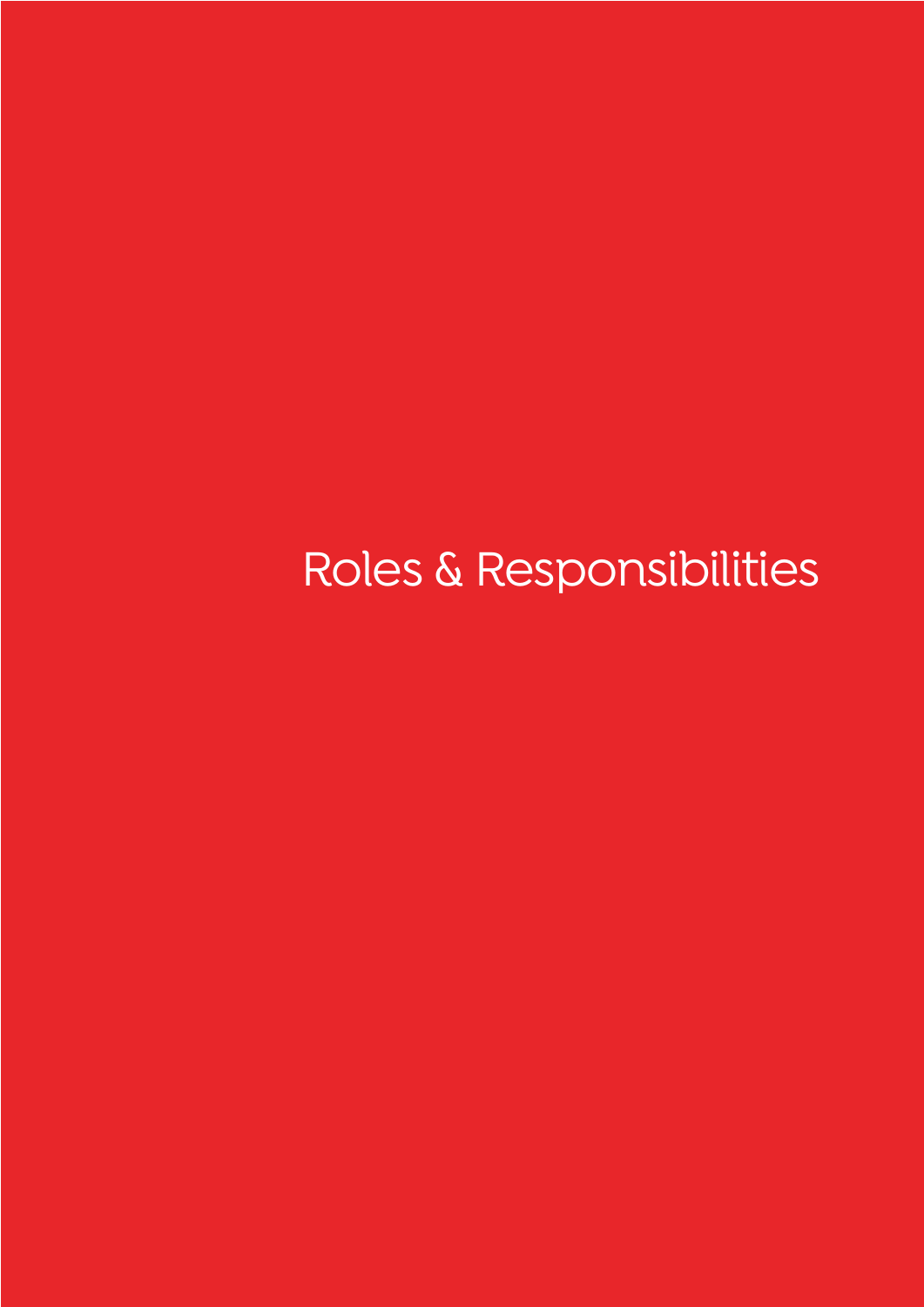# Roles & Responsibilities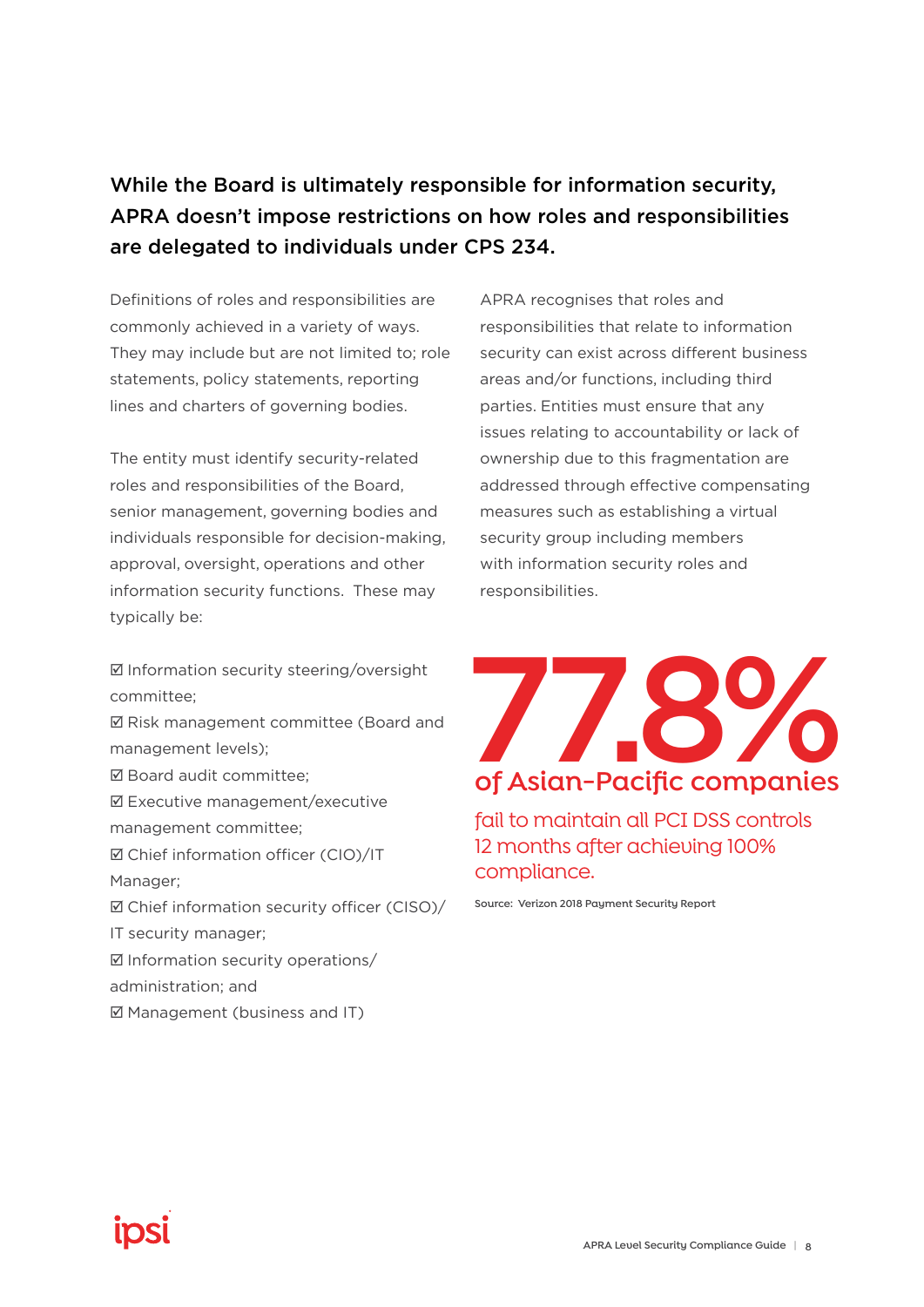## While the Board is ultimately responsible for information security, APRA doesn't impose restrictions on how roles and responsibilities are delegated to individuals under CPS 234.

Definitions of roles and responsibilities are commonly achieved in a variety of ways. They may include but are not limited to; role statements, policy statements, reporting lines and charters of governing bodies.

The entity must identify security-related roles and responsibilities of the Board, senior management, governing bodies and individuals responsible for decision-making, approval, oversight, operations and other information security functions. These may typically be:

- ☑ Information security steering/oversight committee;
- ☑ Risk management committee (Board and management levels);
- ☑ Board audit committee;
- ☑ Executive management/executive management committee;
- ☑ Chief information officer (CIO)/IT Manager;
- ☑ Chief information security officer (CISO)/ IT security manager;
- ☑ Information security operations/ administration; and
- ☑ Management (business and IT)

APRA recognises that roles and responsibilities that relate to information security can exist across different business areas and/or functions, including third parties. Entities must ensure that any issues relating to accountability or lack of ownership due to this fragmentation are addressed through effective compensating measures such as establishing a virtual security group including members with information security roles and responsibilities.

**77.8%**

**of Asian-Pacific companies**

fail to maintain all PCI DSS controls 12 months after achieving 100% compliance.

Source: Verizon 2018 Payment Security Report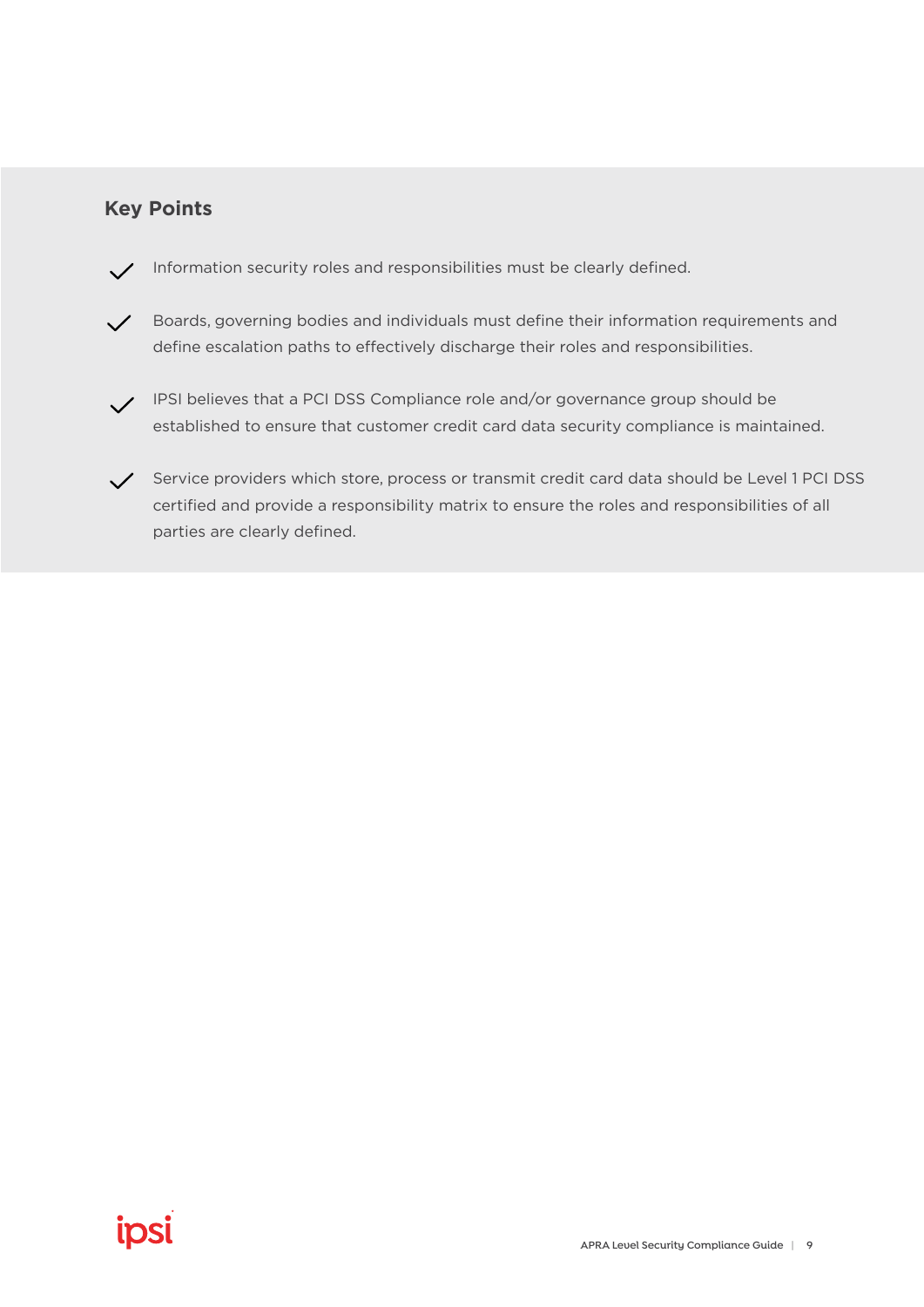### Key Points

- Information security roles and responsibilities must be clearly defined.
- Boards, governing bodies and individuals must define their information requirements and define escalation paths to effectively discharge their roles and responsibilities.
- IPSI believes that a PCI DSS Compliance role and/or governance group should be established to ensure that customer credit card data security compliance is maintained.
- Service providers which store, process or transmit credit card data should be Level 1 PCI DSS certified and provide a responsibility matrix to ensure the roles and responsibilities of all parties are clearly defined.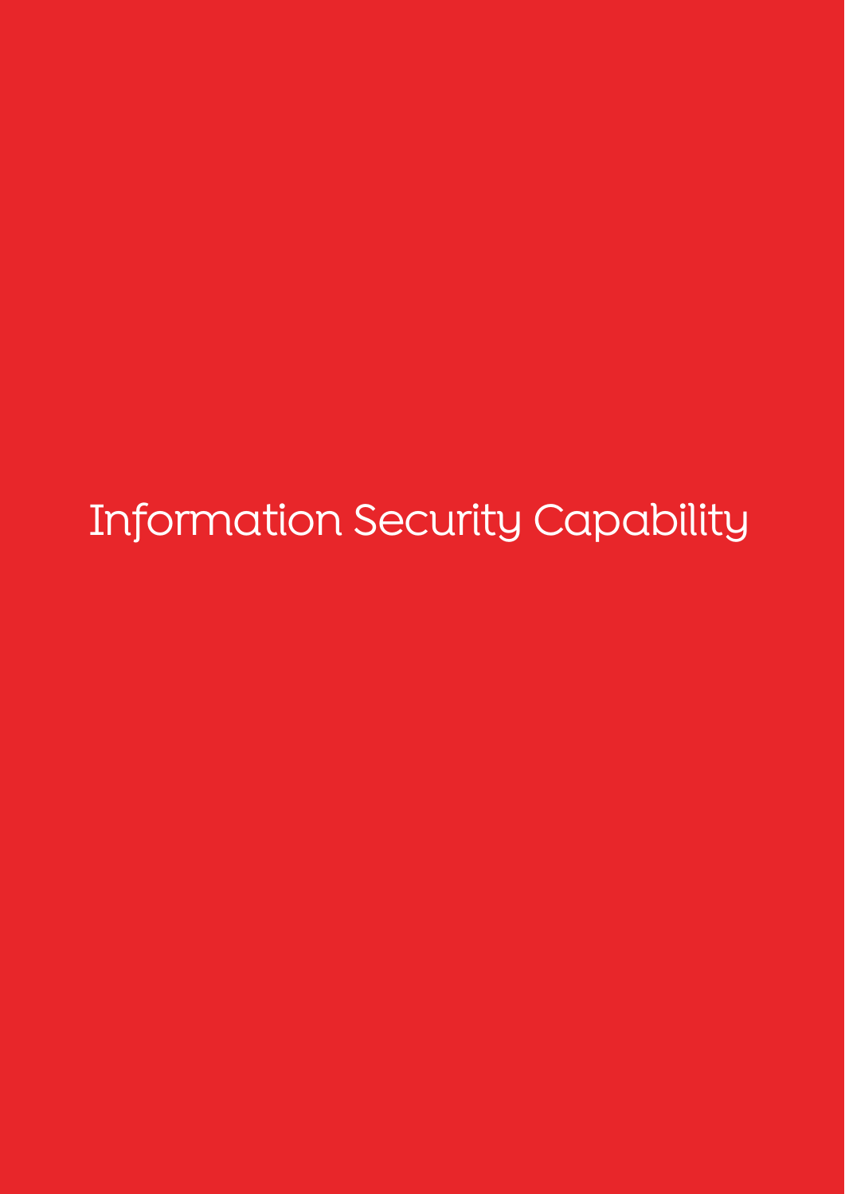# Information Security Capability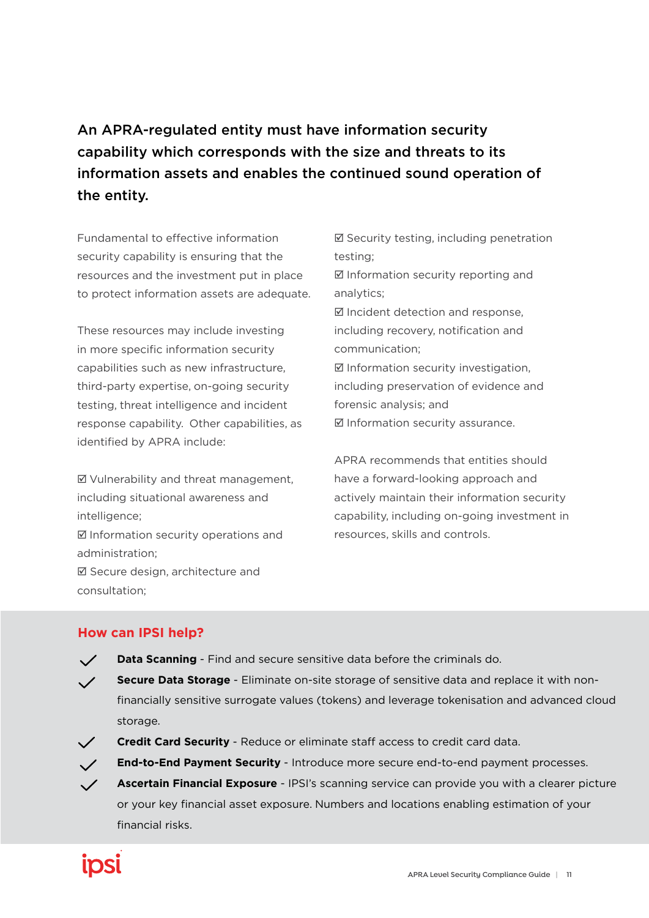## An APRA-regulated entity must have information security capability which corresponds with the size and threats to its information assets and enables the continued sound operation of the entity.

Fundamental to effective information security capability is ensuring that the resources and the investment put in place to protect information assets are adequate.

These resources may include investing in more specific information security capabilities such as new infrastructure, third-party expertise, on-going security testing, threat intelligence and incident response capability. Other capabilities, as identified by APRA include:

- ☑ Vulnerability and threat management, including situational awareness and intelligence;
- ☑ Information security operations and administration;
- ☑ Secure design, architecture and consultation;
- ☑ Security testing, including penetration testing;
- ☑ Information security reporting and analytics;
- ☑ Incident detection and response, including recovery, notification and communication;
- ☑ Information security investigation, including preservation of evidence and forensic analysis; and
- ☑ Information security assurance.

APRA recommends that entities should have a forward-looking approach and actively maintain their information security capability, including on-going investment in resources, skills and controls.

### How can IPSI help?

- ✓ **Data Scanning** - Find and secure sensitive data before the criminals do.
- ✓ **Secure Data Storage** - Eliminate on-site storage of sensitive data and replace it with non-financially sensitive surrogate values (tokens) and leverage tokenisation and advanced cloud storage.
- ✓ **Credit Card Security** - Reduce or eliminate staff access to credit card data.
- ✓ **End-to-End Payment Security** - Introduce more secure end-to-end payment processes.
- ✓ **Ascertain Financial Exposure** - IPSI's scanning service can provide you with a clearer picture or your key financial asset exposure. Numbers and locations enabling estimation of your financial risks.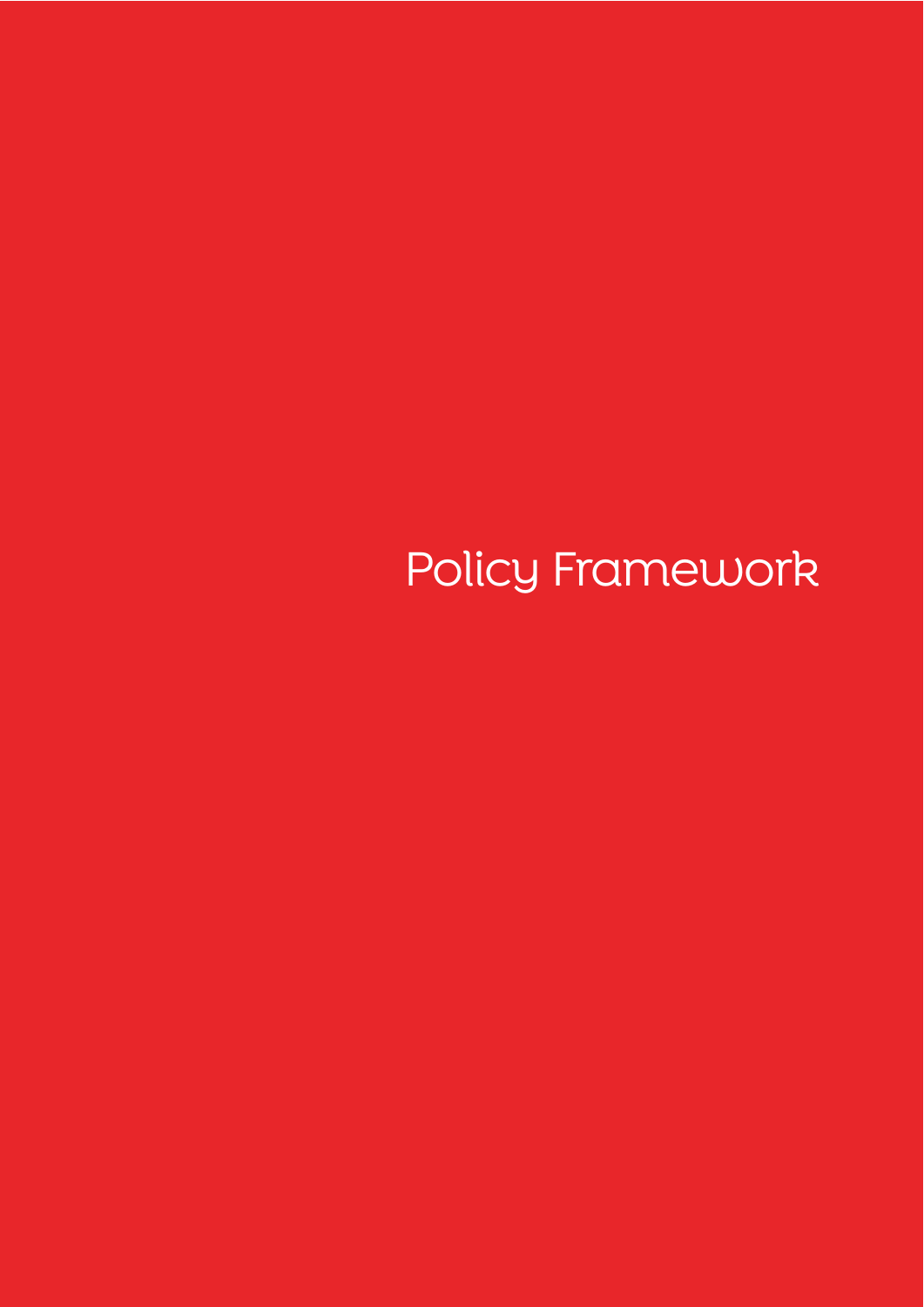# Policy Framework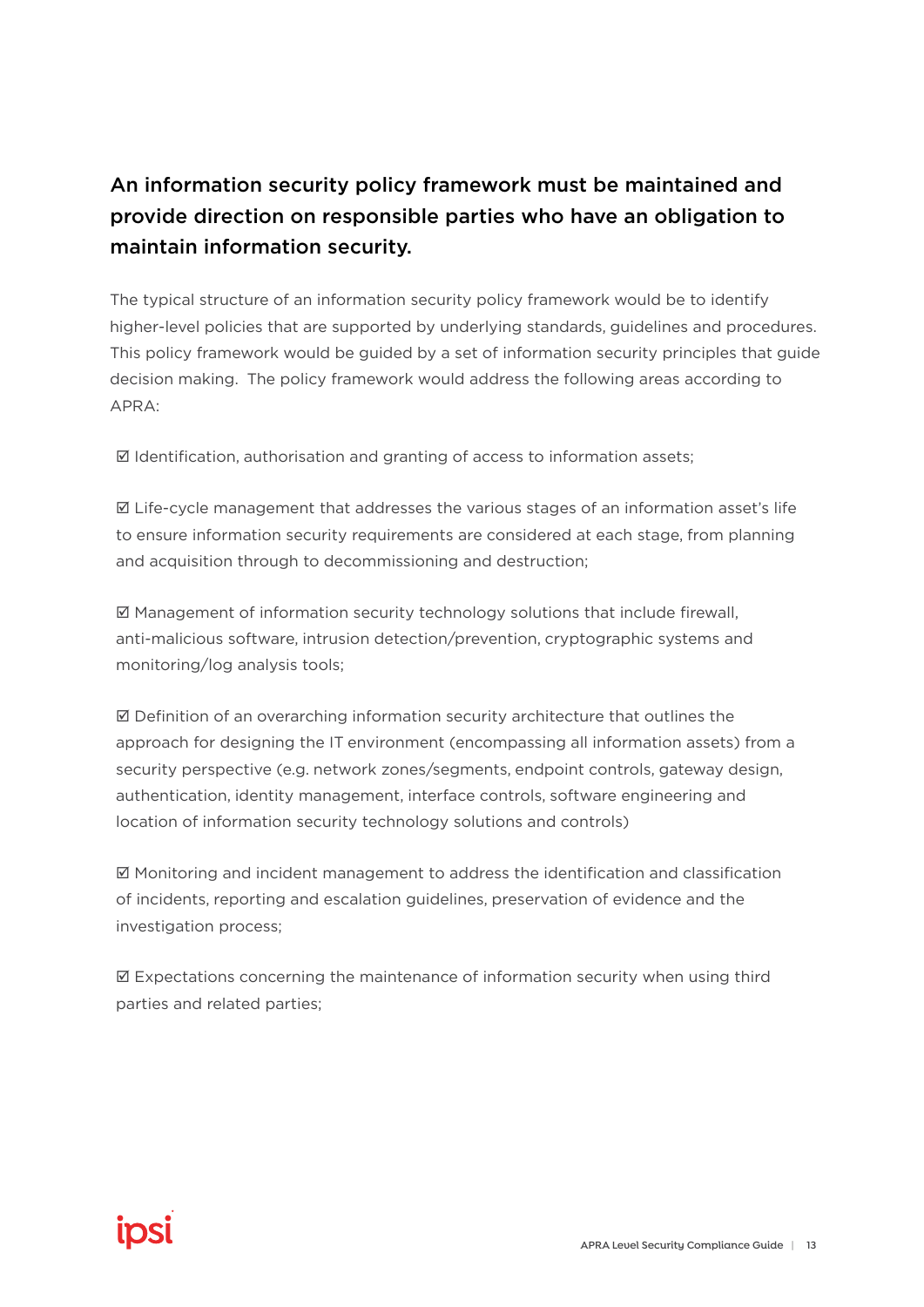## An information security policy framework must be maintained and provide direction on responsible parties who have an obligation to maintain information security.

The typical structure of an information security policy framework would be to identify higher-level policies that are supported by underlying standards, guidelines and procedures. This policy framework would be guided by a set of information security principles that guide decision making. The policy framework would address the following areas according to APRA:

☑ Identification, authorisation and granting of access to information assets;

☑ Life-cycle management that addresses the various stages of an information asset's life to ensure information security requirements are considered at each stage, from planning and acquisition through to decommissioning and destruction;

☑ Management of information security technology solutions that include firewall, anti-malicious software, intrusion detection/prevention, cryptographic systems and monitoring/log analysis tools;

☑ Definition of an overarching information security architecture that outlines the approach for designing the IT environment (encompassing all information assets) from a security perspective (e.g. network zones/segments, endpoint controls, gateway design, authentication, identity management, interface controls, software engineering and location of information security technology solutions and controls)

☑ Monitoring and incident management to address the identification and classification of incidents, reporting and escalation guidelines, preservation of evidence and the investigation process;

☑ Expectations concerning the maintenance of information security when using third parties and related parties;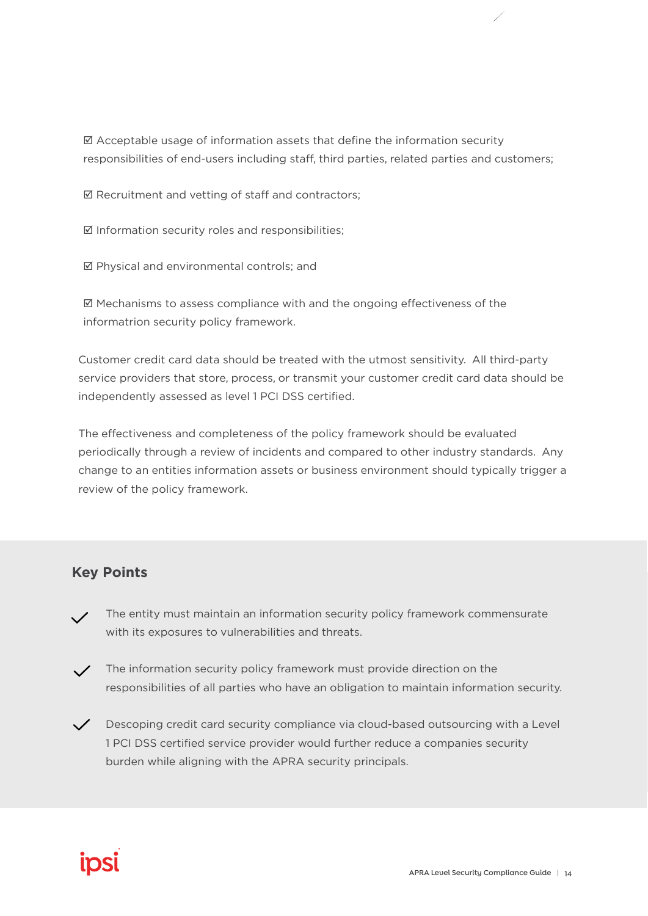☑ Acceptable usage of information assets that define the information security responsibilities of end-users including staff, third parties, related parties and customers;

☑ Recruitment and vetting of staff and contractors;

☑ Information security roles and responsibilities;

☑ Physical and environmental controls; and

☑ Mechanisms to assess compliance with and the ongoing effectiveness of the informatrion security policy framework.

Customer credit card data should be treated with the utmost sensitivity. All third-party service providers that store, process, or transmit your customer credit card data should be independently assessed as level 1 PCI DSS certified.

The effectiveness and completeness of the policy framework should be evaluated periodically through a review of incidents and compared to other industry standards. Any change to an entities information assets or business environment should typically trigger a review of the policy framework.

## Key Points

- ✓ The entity must maintain an information security policy framework commensurate with its exposures to vulnerabilities and threats.
- ✓ The information security policy framework must provide direction on the responsibilities of all parties who have an obligation to maintain information security.
- ✓ Descoping credit card security compliance via cloud-based outsourcing with a Level 1 PCI DSS certified service provider would further reduce a companies security burden while aligning with the APRA security principals.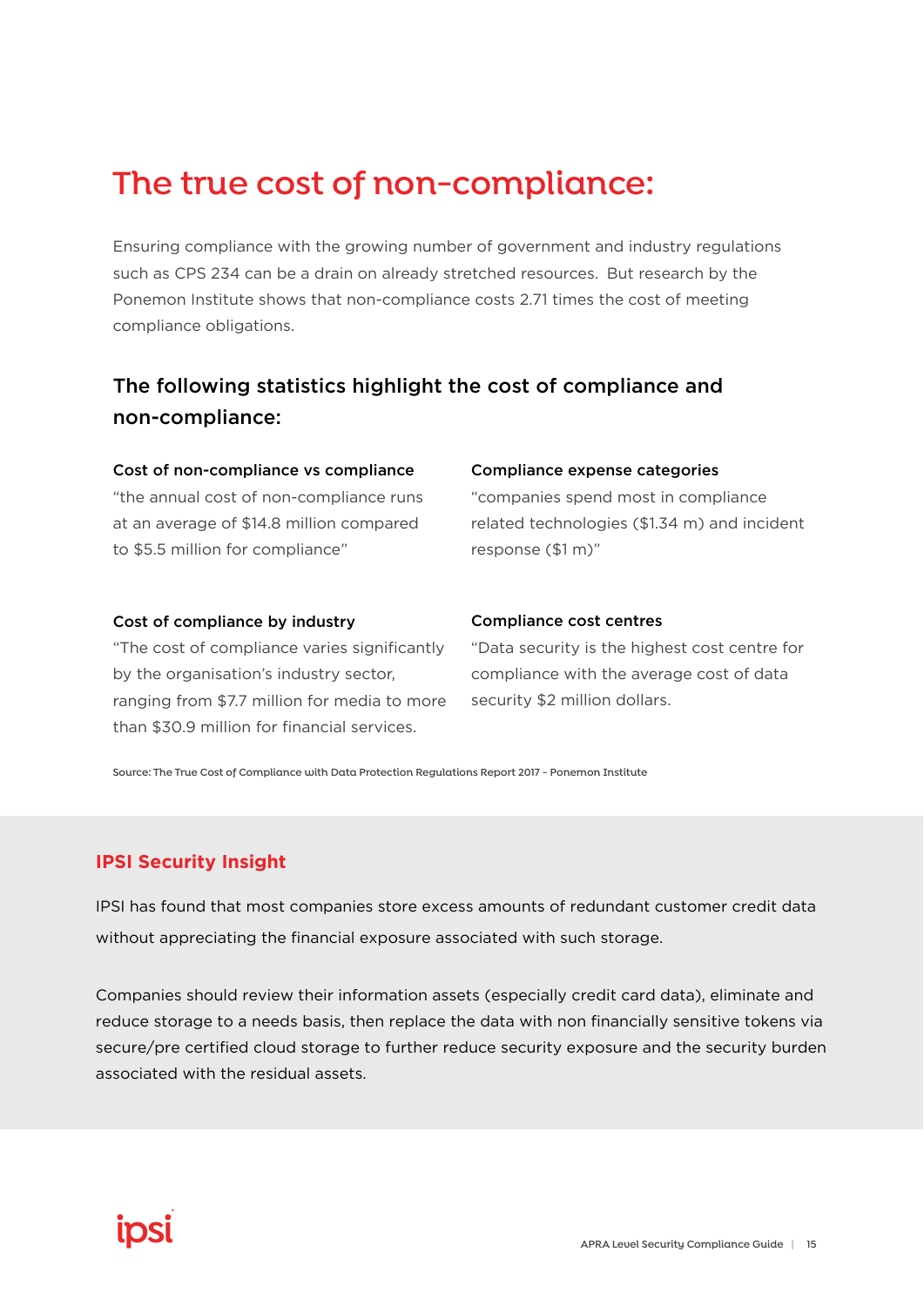# The true cost of non-compliance:

Ensuring compliance with the growing number of government and industry regulations such as CPS 234 can be a drain on already stretched resources.  But research by the Ponemon Institute shows that non-compliance costs 2.71 times the cost of meeting compliance obligations.

## The following statistics highlight the cost of compliance and non-compliance:

**Cost of non-compliance vs compliance**
"the annual cost of non-compliance runs at an average of $14.8 million compared to $5.5 million for compliance"

**Compliance expense categories**
"companies spend most in compliance related technologies ($1.34 m) and incident response ($1 m)"

**Cost of compliance by industry**
"The cost of compliance varies significantly by the organisation's industry sector, ranging from $7.7 million for media to more than $30.9 million for financial services.

**Compliance cost centres**
"Data security is the highest cost centre for compliance with the average cost of data security $2 million dollars.

Source: The True Cost of Compliance with Data Protection Regulations Report 2017 - Ponemon Institute

### IPSI Security Insight

IPSI has found that most companies store excess amounts of redundant customer credit data without appreciating the financial exposure associated with such storage.

Companies should review their information assets (especially credit card data), eliminate and reduce storage to a needs basis, then replace the data with non financially sensitive tokens via secure/pre certified cloud storage to further reduce security exposure and the security burden associated with the residual assets.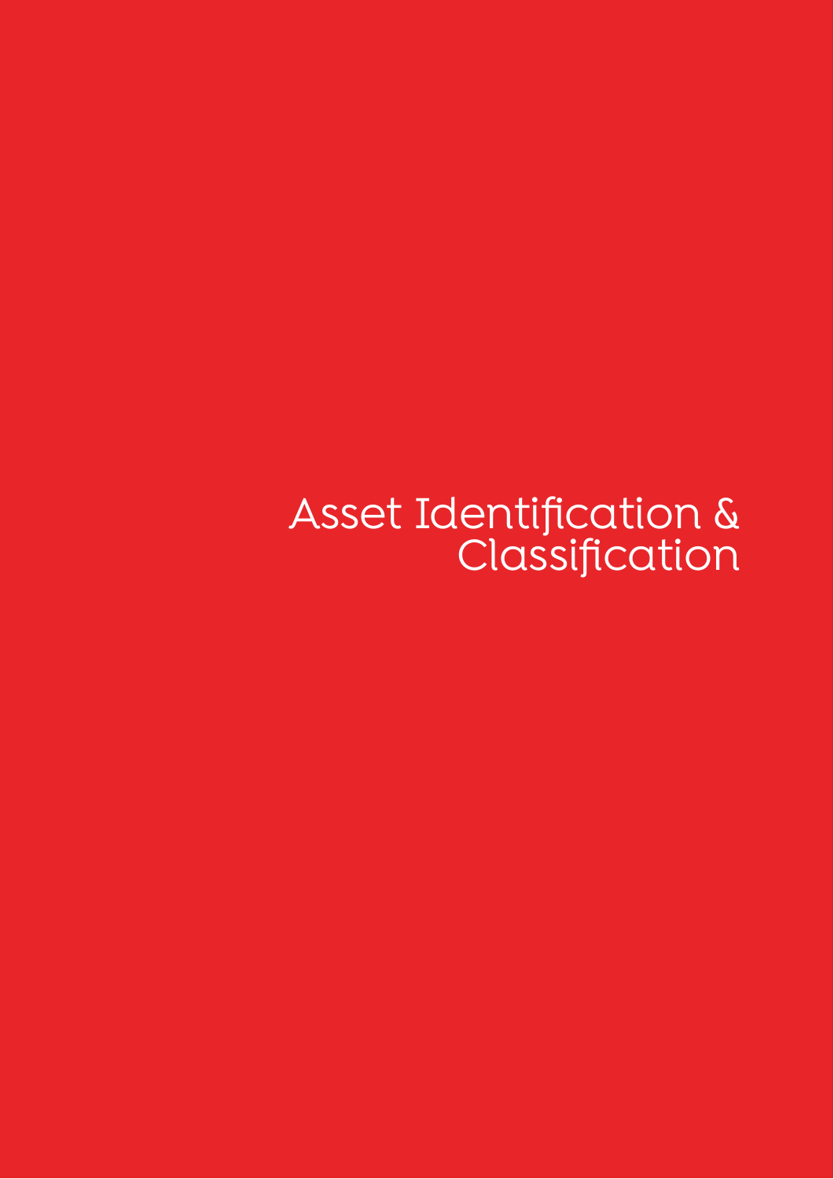# Asset Identification & Classification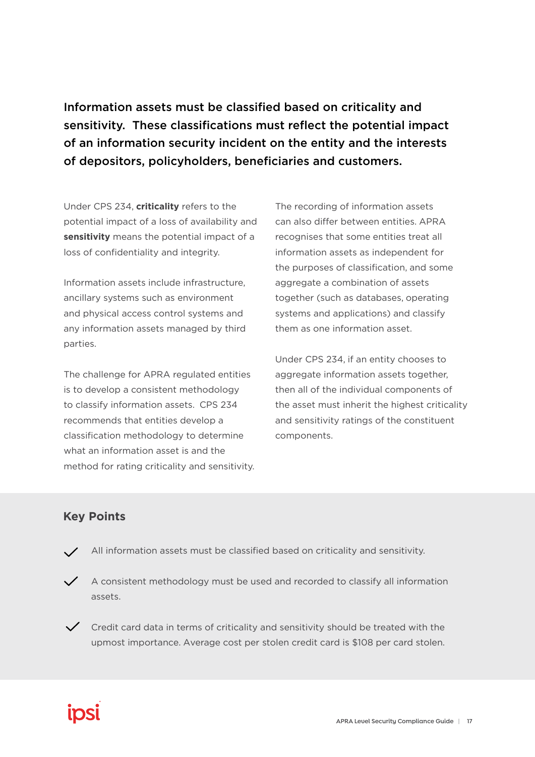**Information assets must be classified based on criticality and sensitivity. These classifications must reflect the potential impact of an information security incident on the entity and the interests of depositors, policyholders, beneficiaries and customers.**

Under CPS 234, **criticality** refers to the potential impact of a loss of availability and **sensitivity** means the potential impact of a loss of confidentiality and integrity.

Information assets include infrastructure, ancillary systems such as environment and physical access control systems and any information assets managed by third parties.

The challenge for APRA regulated entities is to develop a consistent methodology to classify information assets. CPS 234 recommends that entities develop a classification methodology to determine what an information asset is and the method for rating criticality and sensitivity.

The recording of information assets can also differ between entities. APRA recognises that some entities treat all information assets as independent for the purposes of classification, and some aggregate a combination of assets together (such as databases, operating systems and applications) and classify them as one information asset.

Under CPS 234, if an entity chooses to aggregate information assets together, then all of the individual components of the asset must inherit the highest criticality and sensitivity ratings of the constituent components.

## Key Points

- ✓ All information assets must be classified based on criticality and sensitivity.
- ✓ A consistent methodology must be used and recorded to classify all information assets.
- ✓ Credit card data in terms of criticality and sensitivity should be treated with the upmost importance. Average cost per stolen credit card is $108 per card stolen.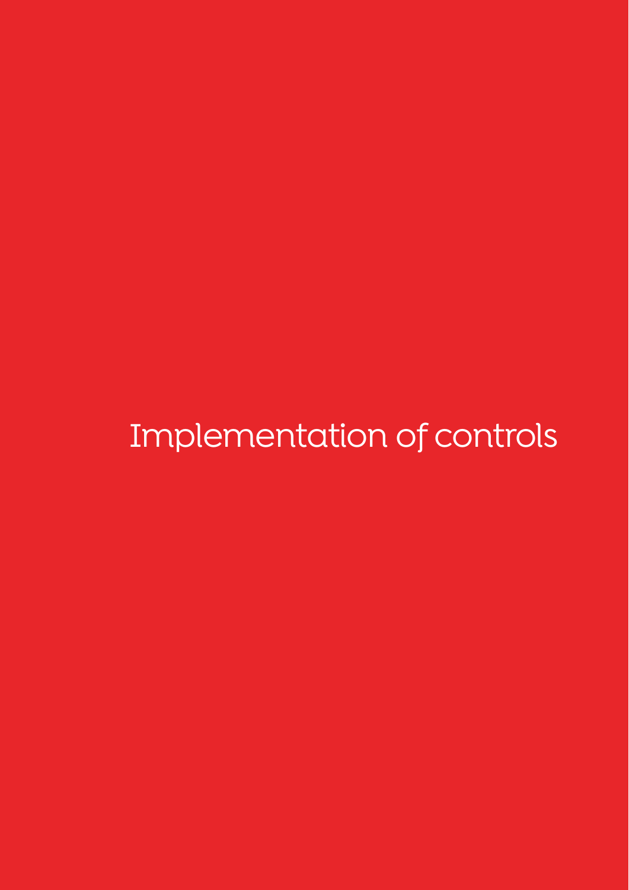# Implementation of controls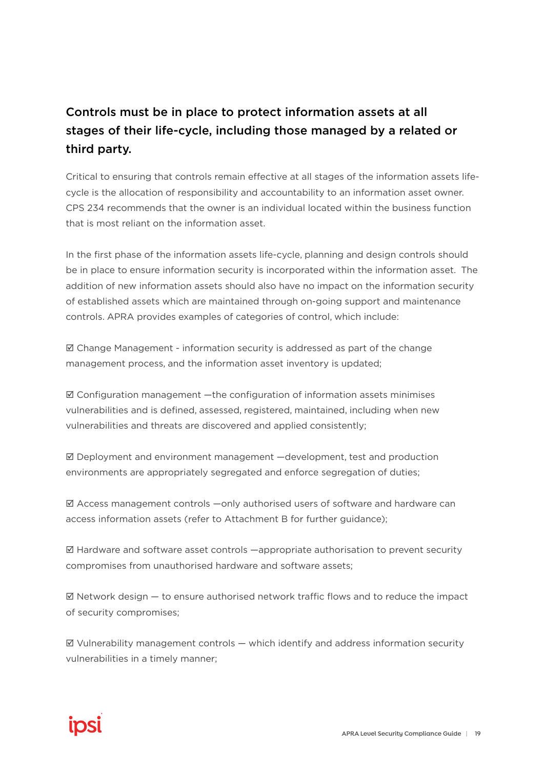## Controls must be in place to protect information assets at all stages of their life-cycle, including those managed by a related or third party.

Critical to ensuring that controls remain effective at all stages of the information assets life-cycle is the allocation of responsibility and accountability to an information asset owner. CPS 234 recommends that the owner is an individual located within the business function that is most reliant on the information asset.

In the first phase of the information assets life-cycle, planning and design controls should be in place to ensure information security is incorporated within the information asset. The addition of new information assets should also have no impact on the information security of established assets which are maintained through on-going support and maintenance controls. APRA provides examples of categories of control, which include:

☑ Change Management - information security is addressed as part of the change management process, and the information asset inventory is updated;

☑ Configuration management —the configuration of information assets minimises vulnerabilities and is defined, assessed, registered, maintained, including when new vulnerabilities and threats are discovered and applied consistently;

☑ Deployment and environment management —development, test and production environments are appropriately segregated and enforce segregation of duties;

☑ Access management controls —only authorised users of software and hardware can access information assets (refer to Attachment B for further guidance);

☑ Hardware and software asset controls —appropriate authorisation to prevent security compromises from unauthorised hardware and software assets;

☑ Network design — to ensure authorised network traffic flows and to reduce the impact of security compromises;

☑ Vulnerability management controls — which identify and address information security vulnerabilities in a timely manner;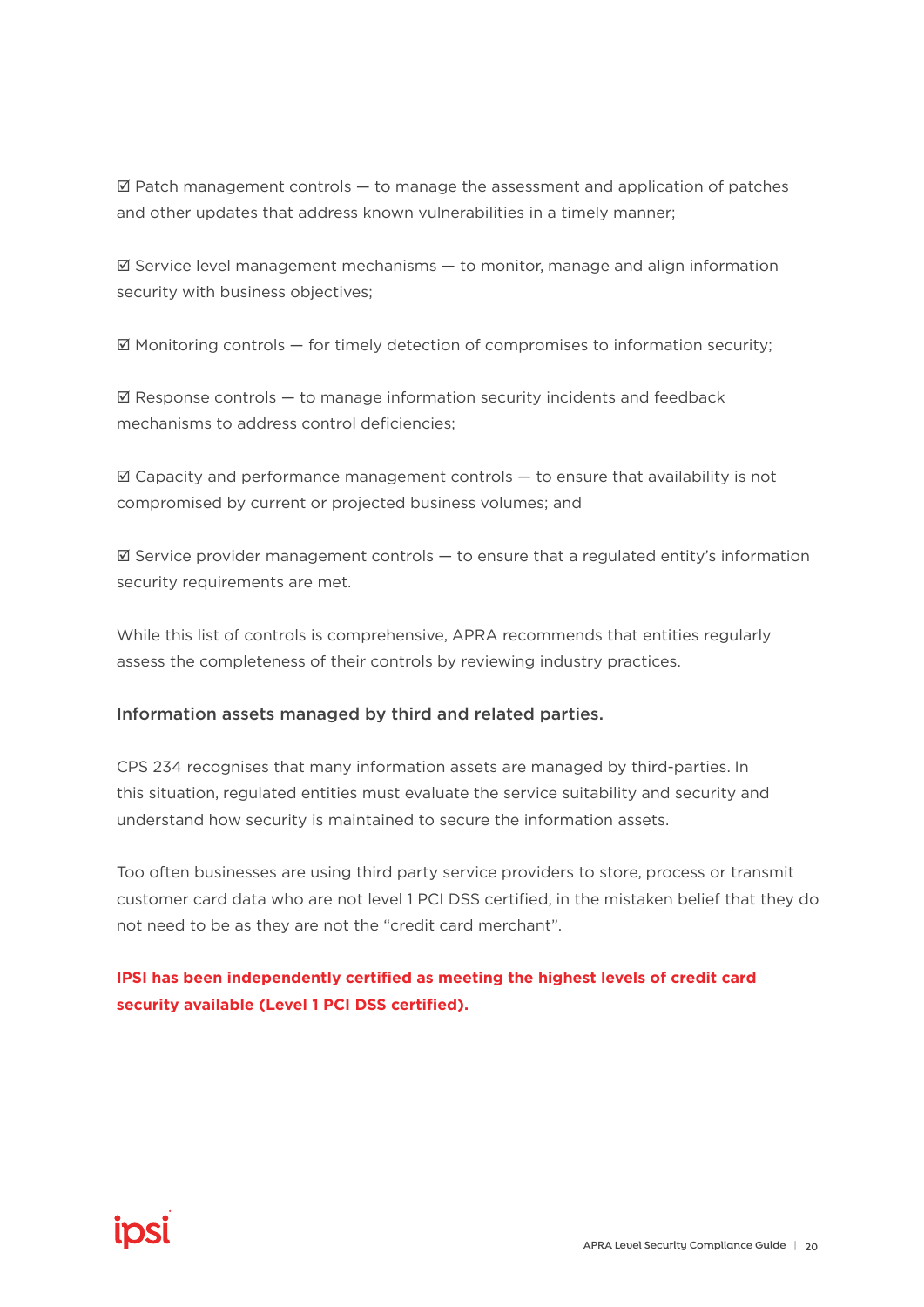☑ Patch management controls — to manage the assessment and application of patches and other updates that address known vulnerabilities in a timely manner;

☑ Service level management mechanisms — to monitor, manage and align information security with business objectives;

☑ Monitoring controls — for timely detection of compromises to information security;

☑ Response controls — to manage information security incidents and feedback mechanisms to address control deficiencies;

☑ Capacity and performance management controls — to ensure that availability is not compromised by current or projected business volumes; and

☑ Service provider management controls — to ensure that a regulated entity's information security requirements are met.

While this list of controls is comprehensive, APRA recommends that entities regularly assess the completeness of their controls by reviewing industry practices.

### Information assets managed by third and related parties.

CPS 234 recognises that many information assets are managed by third-parties. In this situation, regulated entities must evaluate the service suitability and security and understand how security is maintained to secure the information assets.

Too often businesses are using third party service providers to store, process or transmit customer card data who are not level 1 PCI DSS certified, in the mistaken belief that they do not need to be as they are not the "credit card merchant".

**IPSI has been independently certified as meeting the highest levels of credit card security available (Level 1 PCI DSS certified).**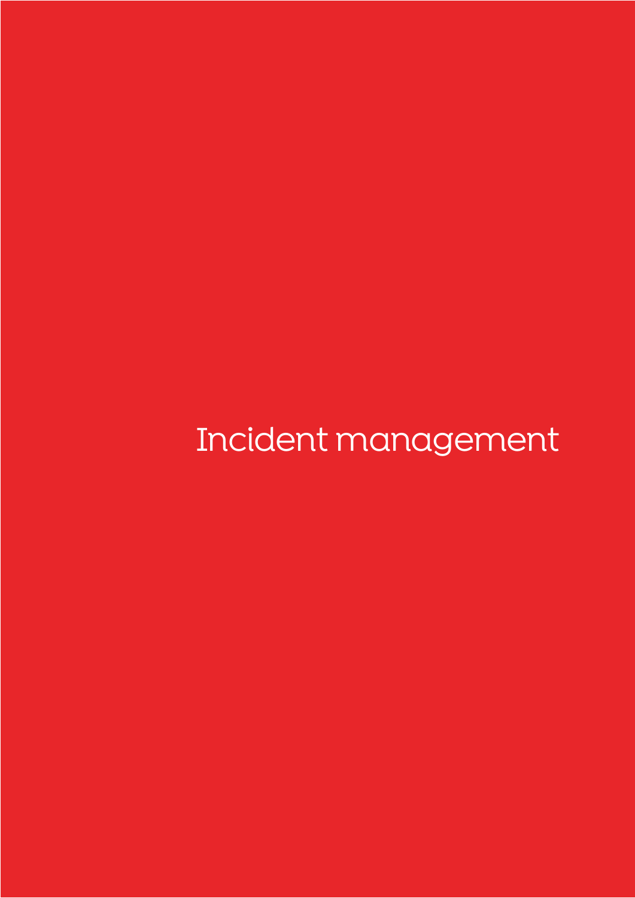# Incident management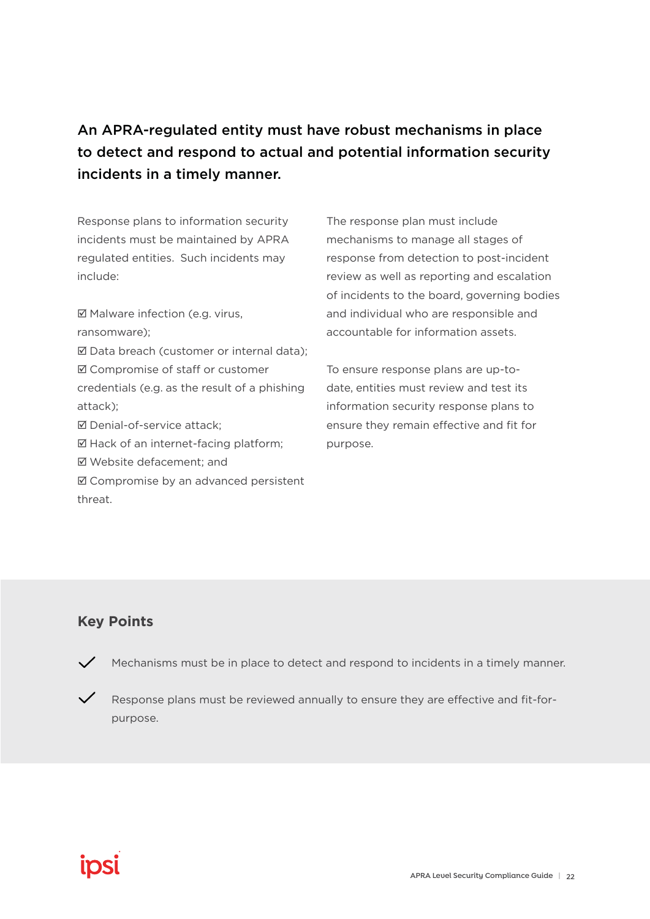**An APRA-regulated entity must have robust mechanisms in place to detect and respond to actual and potential information security incidents in a timely manner.**

Response plans to information security incidents must be maintained by APRA regulated entities. Such incidents may include:

- ☑ Malware infection (e.g. virus, ransomware);
- ☑ Data breach (customer or internal data);
- ☑ Compromise of staff or customer credentials (e.g. as the result of a phishing attack);
- ☑ Denial-of-service attack;
- ☑ Hack of an internet-facing platform;
- ☑ Website defacement; and
- ☑ Compromise by an advanced persistent threat.

The response plan must include mechanisms to manage all stages of response from detection to post-incident review as well as reporting and escalation of incidents to the board, governing bodies and individual who are responsible and accountable for information assets.

To ensure response plans are up-to-date, entities must review and test its information security response plans to ensure they remain effective and fit for purpose.

## Key Points

- ✓ Mechanisms must be in place to detect and respond to incidents in a timely manner.
- ✓ Response plans must be reviewed annually to ensure they are effective and fit-for-purpose.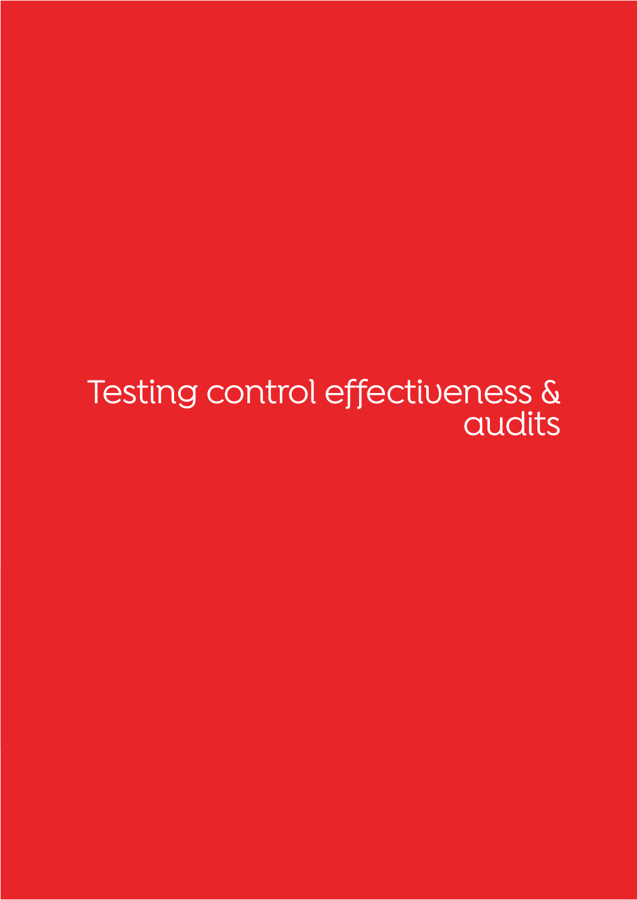# Testing control effectiveness & audits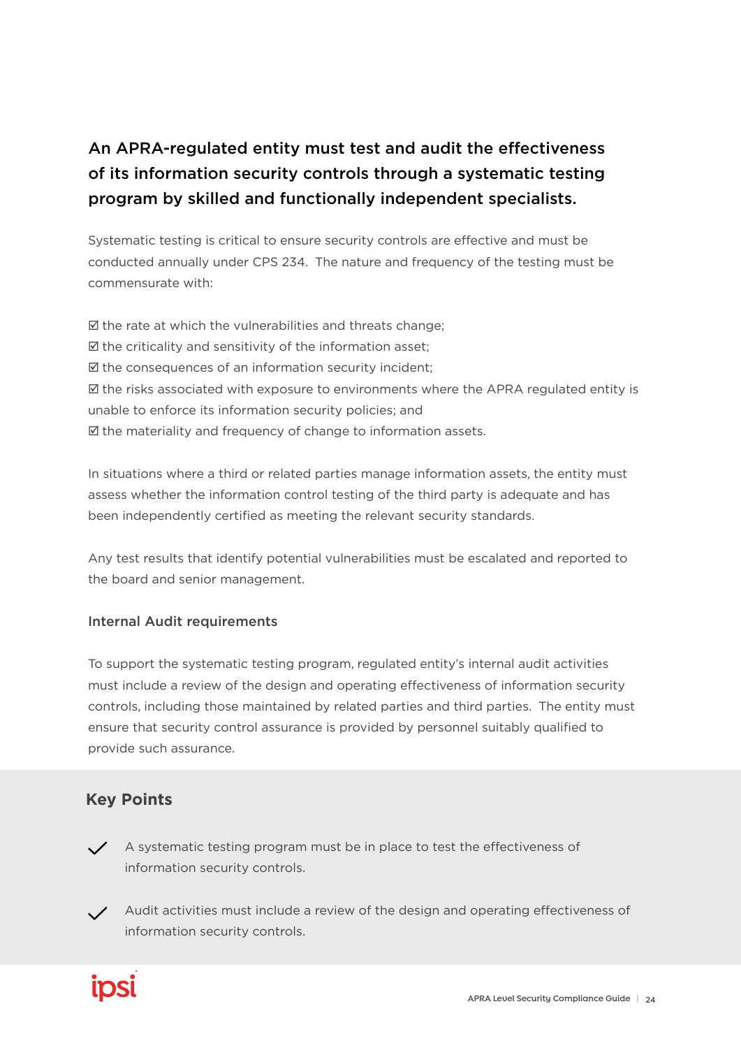## An APRA-regulated entity must test and audit the effectiveness of its information security controls through a systematic testing program by skilled and functionally independent specialists.

Systematic testing is critical to ensure security controls are effective and must be conducted annually under CPS 234. The nature and frequency of the testing must be commensurate with:

☑ the rate at which the vulnerabilities and threats change;
☑ the criticality and sensitivity of the information asset;
☑ the consequences of an information security incident;
☑ the risks associated with exposure to environments where the APRA regulated entity is unable to enforce its information security policies; and
☑ the materiality and frequency of change to information assets.

In situations where a third or related parties manage information assets, the entity must assess whether the information control testing of the third party is adequate and has been independently certified as meeting the relevant security standards.

Any test results that identify potential vulnerabilities must be escalated and reported to the board and senior management.

### Internal Audit requirements

To support the systematic testing program, regulated entity's internal audit activities must include a review of the design and operating effectiveness of information security controls, including those maintained by related parties and third parties. The entity must ensure that security control assurance is provided by personnel suitably qualified to provide such assurance.

### Key Points

- ✓ A systematic testing program must be in place to test the effectiveness of information security controls.
- ✓ Audit activities must include a review of the design and operating effectiveness of information security controls.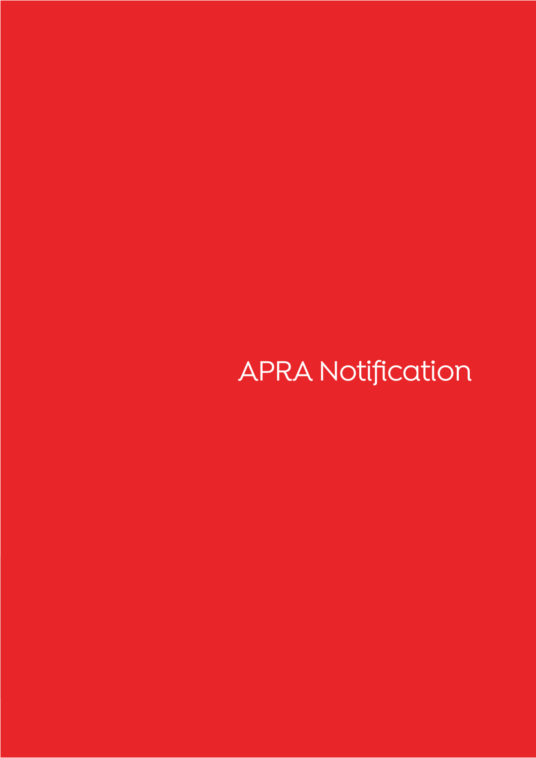# APRA Notification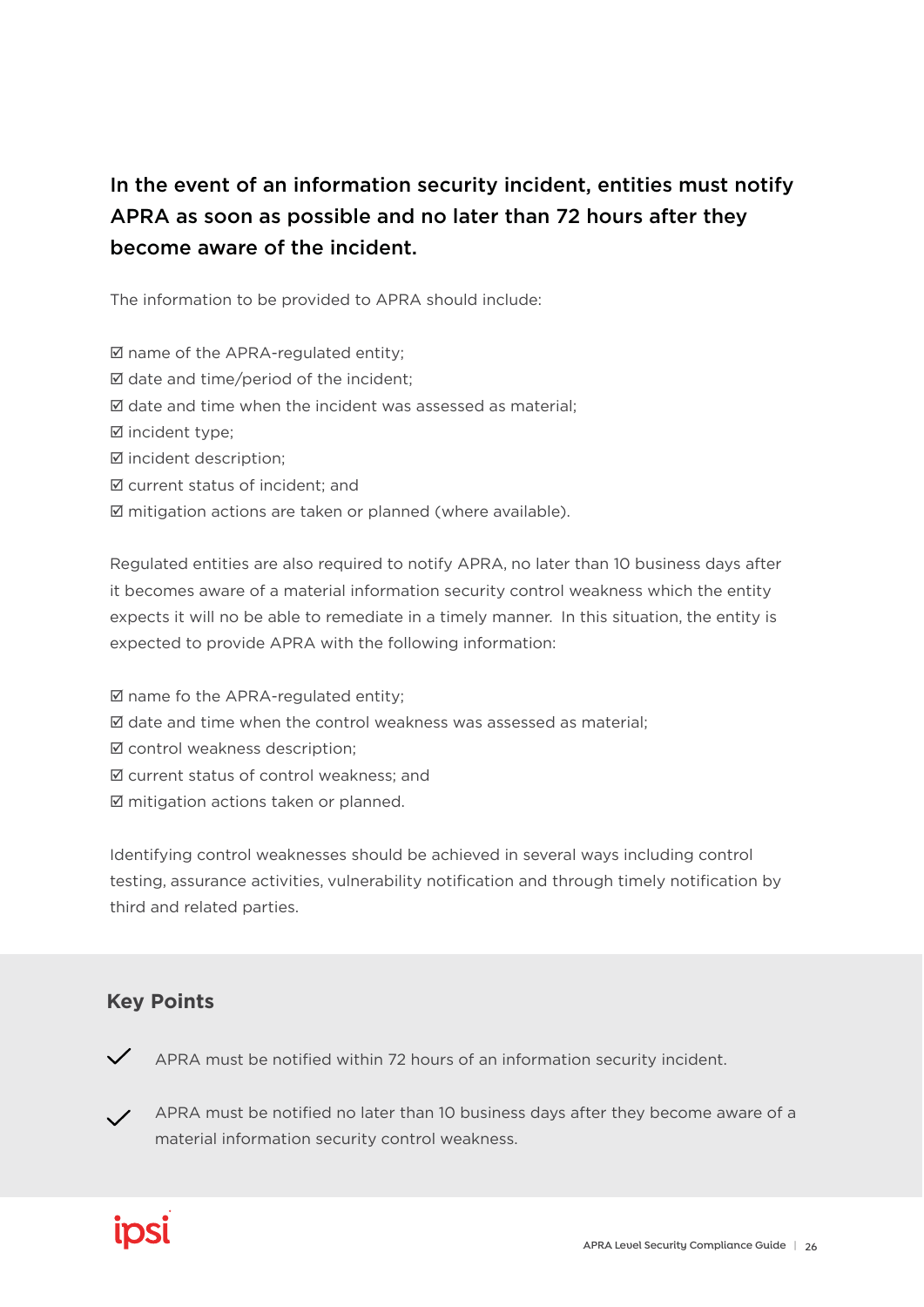**In the event of an information security incident, entities must notify APRA as soon as possible and no later than 72 hours after they become aware of the incident.**

The information to be provided to APRA should include:

☑ name of the APRA-regulated entity;
☑ date and time/period of the incident;
☑ date and time when the incident was assessed as material;
☑ incident type;
☑ incident description;
☑ current status of incident; and
☑ mitigation actions are taken or planned (where available).

Regulated entities are also required to notify APRA, no later than 10 business days after it becomes aware of a material information security control weakness which the entity expects it will no be able to remediate in a timely manner. In this situation, the entity is expected to provide APRA with the following information:

☑ name fo the APRA-regulated entity;
☑ date and time when the control weakness was assessed as material;
☑ control weakness description;
☑ current status of control weakness; and
☑ mitigation actions taken or planned.

Identifying control weaknesses should be achieved in several ways including control testing, assurance activities, vulnerability notification and through timely notification by third and related parties.

## Key Points

- ✓ APRA must be notified within 72 hours of an information security incident.
- ✓ APRA must be notified no later than 10 business days after they become aware of a material information security control weakness.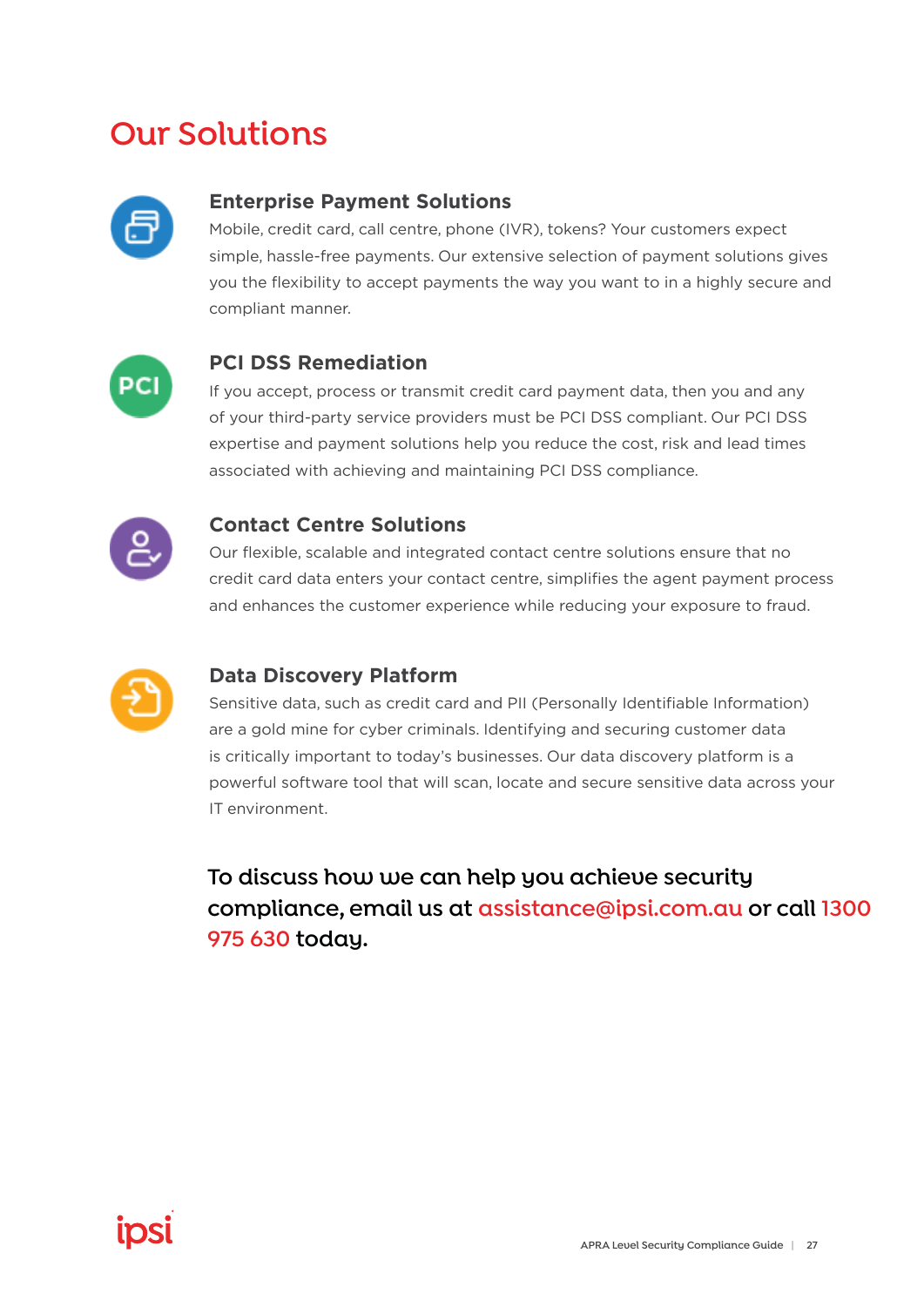# Our Solutions

### Enterprise Payment Solutions

Mobile, credit card, call centre, phone (IVR), tokens? Your customers expect simple, hassle-free payments. Our extensive selection of payment solutions gives you the flexibility to accept payments the way you want to in a highly secure and compliant manner.

### PCI DSS Remediation

If you accept, process or transmit credit card payment data, then you and any of your third-party service providers must be PCI DSS compliant. Our PCI DSS expertise and payment solutions help you reduce the cost, risk and lead times associated with achieving and maintaining PCI DSS compliance.

### Contact Centre Solutions

Our flexible, scalable and integrated contact centre solutions ensure that no credit card data enters your contact centre, simplifies the agent payment process and enhances the customer experience while reducing your exposure to fraud.

### Data Discovery Platform

Sensitive data, such as credit card and PII (Personally Identifiable Information) are a gold mine for cyber criminals. Identifying and securing customer data is critically important to today's businesses. Our data discovery platform is a powerful software tool that will scan, locate and secure sensitive data across your IT environment.

**To discuss how we can help you achieve security compliance, email us at assistance@ipsi.com.au or call 1300 975 630 today.**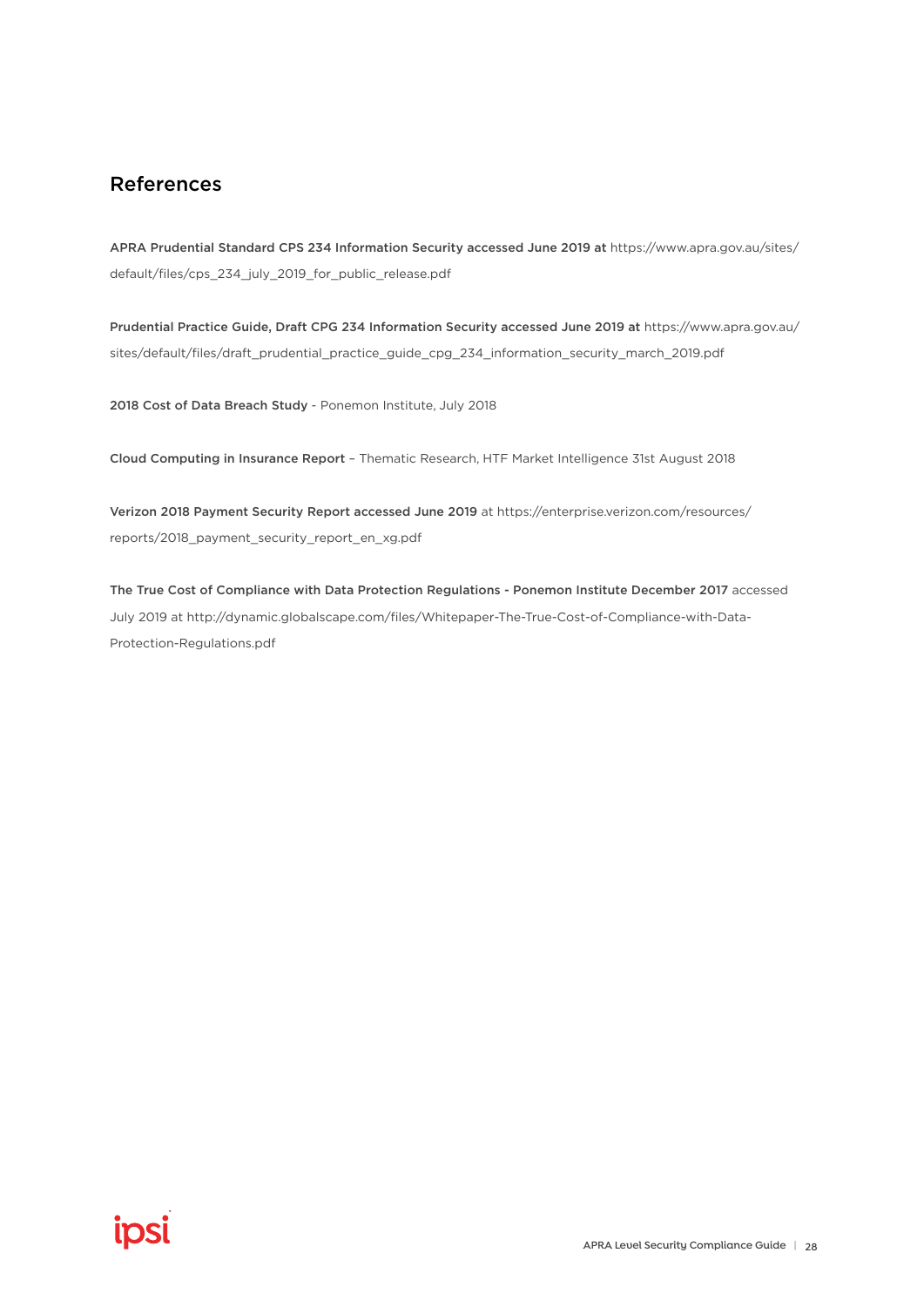## References

**APRA Prudential Standard CPS 234 Information Security accessed June 2019 at** https://www.apra.gov.au/sites/default/files/cps_234_july_2019_for_public_release.pdf

**Prudential Practice Guide, Draft CPG 234 Information Security accessed June 2019 at** https://www.apra.gov.au/sites/default/files/draft_prudential_practice_guide_cpg_234_information_security_march_2019.pdf

**2018 Cost of Data Breach Study** - Ponemon Institute, July 2018

**Cloud Computing in Insurance Report** – Thematic Research, HTF Market Intelligence 31st August 2018

**Verizon 2018 Payment Security Report accessed June 2019** at https://enterprise.verizon.com/resources/reports/2018_payment_security_report_en_xg.pdf

**The True Cost of Compliance with Data Protection Regulations - Ponemon Institute December 2017** accessed July 2019 at http://dynamic.globalscape.com/files/Whitepaper-The-True-Cost-of-Compliance-with-Data-Protection-Regulations.pdf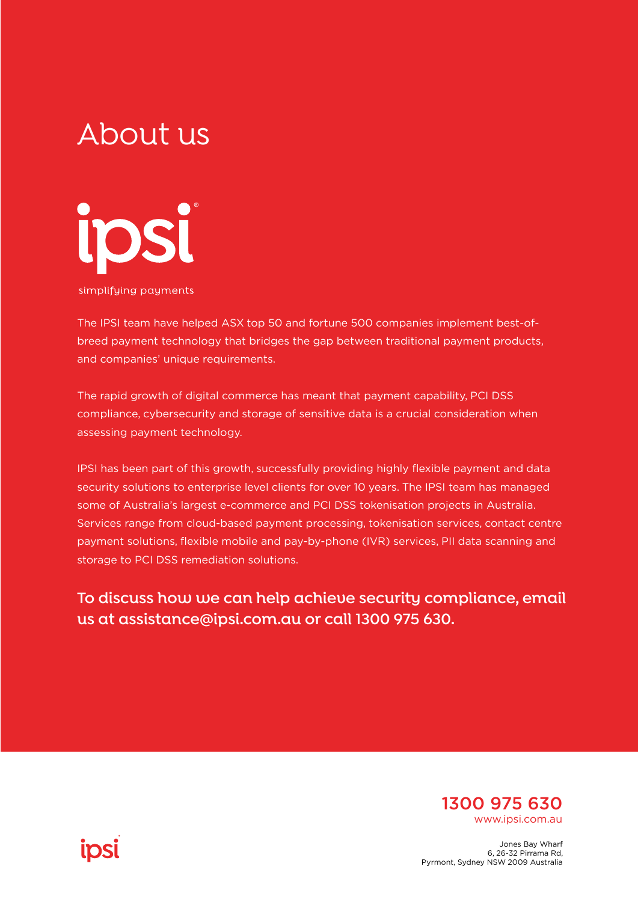# About us

ipsi®

simplifying payments

The IPSI team have helped ASX top 50 and fortune 500 companies implement best-of-breed payment technology that bridges the gap between traditional payment products, and companies' unique requirements.

The rapid growth of digital commerce has meant that payment capability, PCI DSS compliance, cybersecurity and storage of sensitive data is a crucial consideration when assessing payment technology.

IPSI has been part of this growth, successfully providing highly flexible payment and data security solutions to enterprise level clients for over 10 years. The IPSI team has managed some of Australia's largest e-commerce and PCI DSS tokenisation projects in Australia. Services range from cloud-based payment processing, tokenisation services, contact centre payment solutions, flexible mobile and pay-by-phone (IVR) services, PII data scanning and storage to PCI DSS remediation solutions.

**To discuss how we can help achieve security compliance, email us at assistance@ipsi.com.au or call 1300 975 630.**

1300 975 630
www.ipsi.com.au

ipsi

Jones Bay Wharf
6, 26-32 Pirrama Rd,
Pyrmont, Sydney NSW 2009 Australia